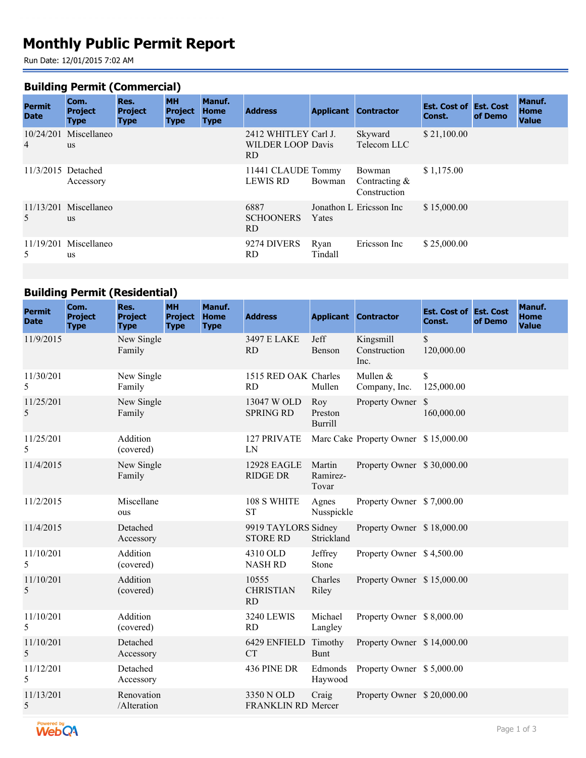# Monthly Public Permit Report

Run Date: 12/01/2015 7:02 AM

## Building Permit (Commercial)

| Permit Date | Com. Project Type | Res. Project Type | MH Project Type | Manuf. Home Type | Address | Applicant | Contractor | Est. Cost of Const. | Est. Cost of Demo | Manuf. Home Value |
|---|---|---|---|---|---|---|---|---|---|---|
| 10/24/2014 | Miscellaneous | | | | 2412 WHITLEY WILDER LOOP RD | Carl J. Davis | Skyward Telecom LLC | $ 21,100.00 | | |
| 11/3/2015 | Detached Accessory | | | | 11441 CLAUDE LEWIS RD | Tommy Bowman | Bowman Contracting & Construction | $ 1,175.00 | | |
| 11/13/2015 | Miscellaneous | | | | 6887 SCHOONERS RD | Jonathon L Yates | Ericsson Inc | $ 15,000.00 | | |
| 11/19/2015 | Miscellaneous | | | | 9274 DIVERS RD | Ryan Tindall | Ericsson Inc | $ 25,000.00 | | |

## Building Permit (Residential)

| Permit Date | Com. Project Type | Res. Project Type | MH Project Type | Manuf. Home Type | Address | Applicant | Contractor | Est. Cost of Const. | Est. Cost of Demo | Manuf. Home Value |
|---|---|---|---|---|---|---|---|---|---|---|
| 11/9/2015 | | New Single Family | | | 3497 E LAKE RD | Jeff Benson | Kingsmill Construction Inc. | $ 120,000.00 | | |
| 11/30/2015 | | New Single Family | | | 1515 RED OAK RD | Charles Mullen | Mullen & Company, Inc. | $ 125,000.00 | | |
| 11/25/2015 | | New Single Family | | | 13047 W OLD SPRING RD | Roy Preston Burrill | Property Owner | $ 160,000.00 | | |
| 11/25/2015 | | Addition (covered) | | | 127 PRIVATE LN | Marc Cake | Property Owner | $ 15,000.00 | | |
| 11/4/2015 | | New Single Family | | | 12928 EAGLE RIDGE DR | Martin Ramirez-Tovar | Property Owner | $ 30,000.00 | | |
| 11/2/2015 | | Miscellaneous | | | 108 S WHITE ST | Agnes Nusspickle | Property Owner | $ 7,000.00 | | |
| 11/4/2015 | | Detached Accessory | | | 9919 TAYLORS STORE RD | Sidney Strickland | Property Owner | $ 18,000.00 | | |
| 11/10/2015 | | Addition (covered) | | | 4310 OLD NASH RD | Jeffrey Stone | Property Owner | $ 4,500.00 | | |
| 11/10/2015 | | Addition (covered) | | | 10555 CHRISTIAN RD | Charles Riley | Property Owner | $ 15,000.00 | | |
| 11/10/2015 | | Addition (covered) | | | 3240 LEWIS RD | Michael Langley | Property Owner | $ 8,000.00 | | |
| 11/10/2015 | | Detached Accessory | | | 6429 ENFIELD CT | Timothy Bunt | Property Owner | $ 14,000.00 | | |
| 11/12/2015 | | Detached Accessory | | | 436 PINE DR | Edmonds Haywood | Property Owner | $ 5,000.00 | | |
| 11/13/2015 | | Renovation /Alteration | | | 3350 N OLD FRANKLIN RD | Craig Mercer | Property Owner | $ 20,000.00 | | |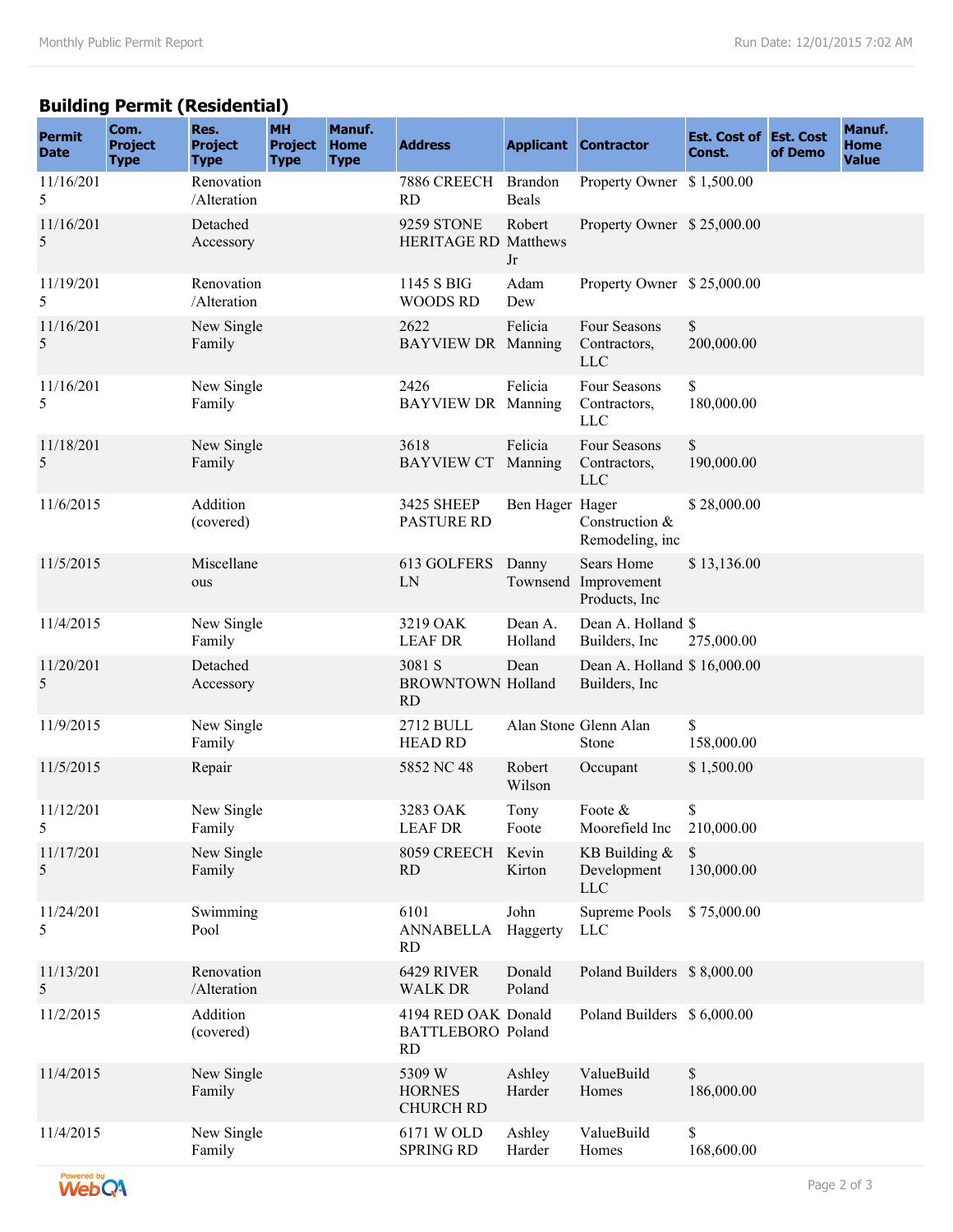## Building Permit (Residential)

| Permit Date | Com. Project Type | Res. Project Type | MH Project Type | Manuf. Home Type | Address | Applicant | Contractor | Est. Cost of Const. | Est. Cost of Demo | Manuf. Home Value |
|---|---|---|---|---|---|---|---|---|---|---|
| 11/16/2015 | | Renovation /Alteration | | | 7886 CREECH RD | Brandon Beals | Property Owner | $ 1,500.00 | | |
| 11/16/2015 | | Detached Accessory | | | 9259 STONE HERITAGE RD | Robert Matthews Jr | Property Owner | $ 25,000.00 | | |
| 11/19/2015 | | Renovation /Alteration | | | 1145 S BIG WOODS RD | Adam Dew | Property Owner | $ 25,000.00 | | |
| 11/16/2015 | | New Single Family | | | 2622 BAYVIEW DR | Felicia Manning | Four Seasons Contractors, LLC | $ 200,000.00 | | |
| 11/16/2015 | | New Single Family | | | 2426 BAYVIEW DR | Felicia Manning | Four Seasons Contractors, LLC | $ 180,000.00 | | |
| 11/18/2015 | | New Single Family | | | 3618 BAYVIEW CT | Felicia Manning | Four Seasons Contractors, LLC | $ 190,000.00 | | |
| 11/6/2015 | | Addition (covered) | | | 3425 SHEEP PASTURE RD | Ben Hager | Hager Construction & Remodeling, inc | $ 28,000.00 | | |
| 11/5/2015 | | Miscellaneous | | | 613 GOLFERS LN | Danny Townsend | Sears Home Improvement Products, Inc | $ 13,136.00 | | |
| 11/4/2015 | | New Single Family | | | 3219 OAK LEAF DR | Dean A. Holland | Dean A. Holland Builders, Inc | $ 275,000.00 | | |
| 11/20/2015 | | Detached Accessory | | | 3081 S BROWNTOWN RD | Dean Holland | Dean A. Holland Builders, Inc | $ 16,000.00 | | |
| 11/9/2015 | | New Single Family | | | 2712 BULL HEAD RD | Alan Stone | Glenn Alan Stone | $ 158,000.00 | | |
| 11/5/2015 | | Repair | | | 5852 NC 48 | Robert Wilson | Occupant | $ 1,500.00 | | |
| 11/12/2015 | | New Single Family | | | 3283 OAK LEAF DR | Tony Foote | Foote & Moorefield Inc | $ 210,000.00 | | |
| 11/17/2015 | | New Single Family | | | 8059 CREECH RD | Kevin Kirton | KB Building & Development LLC | $ 130,000.00 | | |
| 11/24/2015 | | Swimming Pool | | | 6101 ANNABELLA RD | John Haggerty | Supreme Pools LLC | $ 75,000.00 | | |
| 11/13/2015 | | Renovation /Alteration | | | 6429 RIVER WALK DR | Donald Poland | Poland Builders | $ 8,000.00 | | |
| 11/2/2015 | | Addition (covered) | | | 4194 RED OAK BATTLEBORO RD | Donald Poland | Poland Builders | $ 6,000.00 | | |
| 11/4/2015 | | New Single Family | | | 5309 W HORNES CHURCH RD | Ashley Harder | ValueBuild Homes | $ 186,000.00 | | |
| 11/4/2015 | | New Single Family | | | 6171 W OLD SPRING RD | Ashley Harder | ValueBuild Homes | $ 168,600.00 | | |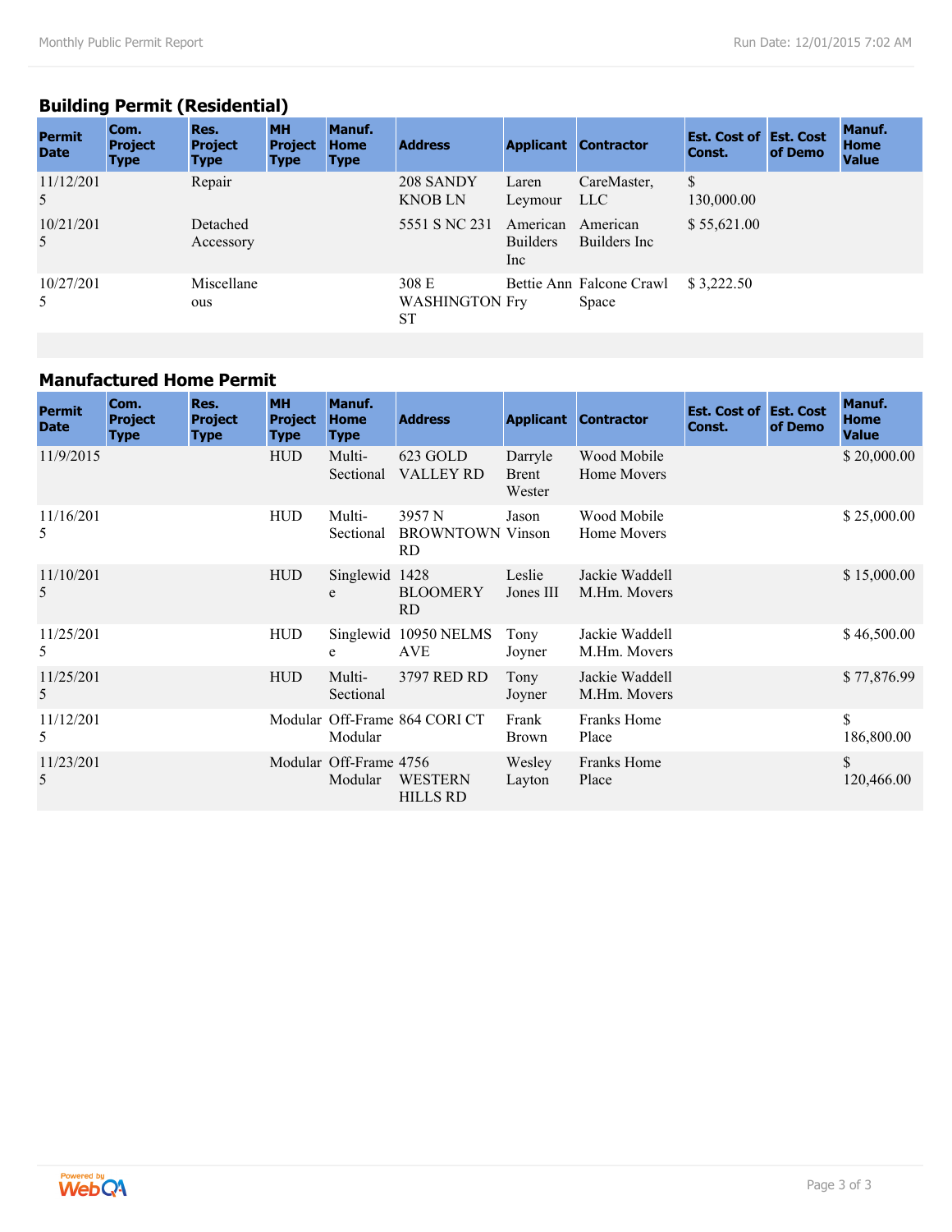## Building Permit (Residential)

| Permit Date | Com. Project Type | Res. Project Type | MH Project Type | Manuf. Home Type | Address | Applicant | Contractor | Est. Cost of Const. | Est. Cost of Demo | Manuf. Home Value |
|---|---|---|---|---|---|---|---|---|---|---|
| 11/12/2015 | | Repair | | | 208 SANDY KNOB LN | Laren Leymour | CareMaster, LLC | $ 130,000.00 | | |
| 10/21/2015 | | Detached Accessory | | | 5551 S NC 231 | American Builders Inc | American Builders Inc | $ 55,621.00 | | |
| 10/27/2015 | | Miscellaneous | | | 308 E WASHINGTON ST | Bettie Ann Fry | Falcone Crawl Space | $ 3,222.50 | | |

## Manufactured Home Permit

| Permit Date | Com. Project Type | Res. Project Type | MH Project Type | Manuf. Home Type | Address | Applicant | Contractor | Est. Cost of Const. | Est. Cost of Demo | Manuf. Home Value |
|---|---|---|---|---|---|---|---|---|---|---|
| 11/9/2015 | | | HUD | Multi-Sectional | 623 GOLD VALLEY RD | Darryle Brent Wester | Wood Mobile Home Movers | | | $ 20,000.00 |
| 11/16/2015 | | | HUD | Multi-Sectional | 3957 N BROWNTOWN RD | Jason Vinson | Wood Mobile Home Movers | | | $ 25,000.00 |
| 11/10/2015 | | | HUD | Singlewide | 1428 BLOOMERY RD | Leslie Jones III | Jackie Waddell M.Hm. Movers | | | $ 15,000.00 |
| 11/25/2015 | | | HUD | Singlewide | 10950 NELMS AVE | Tony Joyner | Jackie Waddell M.Hm. Movers | | | $ 46,500.00 |
| 11/25/2015 | | | HUD | Multi-Sectional | 3797 RED RD | Tony Joyner | Jackie Waddell M.Hm. Movers | | | $ 77,876.99 |
| 11/12/2015 | | | Modular | Off-Frame Modular | 864 CORI CT | Frank Brown | Franks Home Place | | | $ 186,800.00 |
| 11/23/2015 | | | Modular | Off-Frame Modular | 4756 WESTERN HILLS RD | Wesley Layton | Franks Home Place | | | $ 120,466.00 |